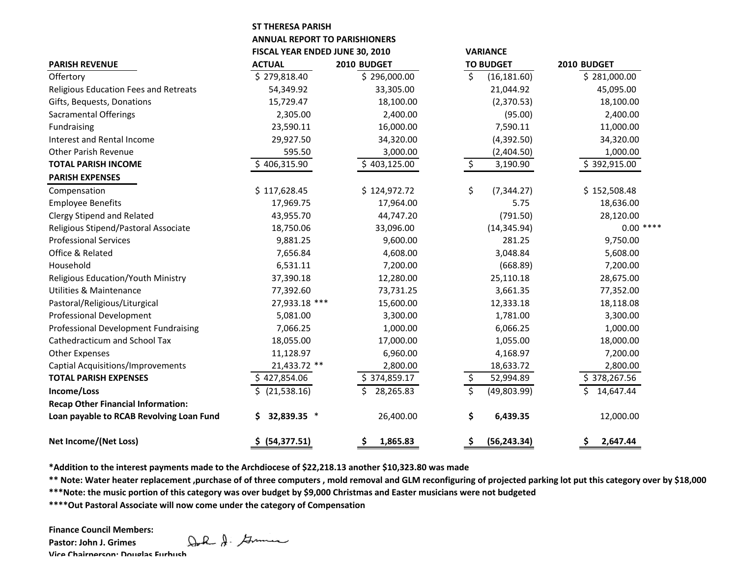**ST THERESA PARISH**
**ANNUAL REPORT TO PARISHIONERS**
**FISCAL YEAR ENDED JUNE 30, 2010**

| PARISH REVENUE | ACTUAL | 2010 BUDGET | VARIANCE TO BUDGET | 2010 BUDGET |
|---|---|---|---|---|
| Offertory | $ 279,818.40 | $ 296,000.00 | $ (16,181.60) | $ 281,000.00 |
| Religious Education Fees and Retreats | 54,349.92 | 33,305.00 | 21,044.92 | 45,095.00 |
| Gifts, Bequests, Donations | 15,729.47 | 18,100.00 | (2,370.53) | 18,100.00 |
| Sacramental Offerings | 2,305.00 | 2,400.00 | (95.00) | 2,400.00 |
| Fundraising | 23,590.11 | 16,000.00 | 7,590.11 | 11,000.00 |
| Interest and Rental Income | 29,927.50 | 34,320.00 | (4,392.50) | 34,320.00 |
| Other Parish Revenue | 595.50 | 3,000.00 | (2,404.50) | 1,000.00 |
| **TOTAL PARISH INCOME** | $ 406,315.90 | $ 403,125.00 | $ 3,190.90 | $ 392,915.00 |
| **PARISH EXPENSES** | | | | |
| Compensation | $ 117,628.45 | $ 124,972.72 | $ (7,344.27) | $ 152,508.48 |
| Employee Benefits | 17,969.75 | 17,964.00 | 5.75 | 18,636.00 |
| Clergy Stipend and Related | 43,955.70 | 44,747.20 | (791.50) | 28,120.00 |
| Religious Stipend/Pastoral Associate | 18,750.06 | 33,096.00 | (14,345.94) | 0.00 **** |
| Professional Services | 9,881.25 | 9,600.00 | 281.25 | 9,750.00 |
| Office & Related | 7,656.84 | 4,608.00 | 3,048.84 | 5,608.00 |
| Household | 6,531.11 | 7,200.00 | (668.89) | 7,200.00 |
| Religious Education/Youth Ministry | 37,390.18 | 12,280.00 | 25,110.18 | 28,675.00 |
| Utilities & Maintenance | 77,392.60 | 73,731.25 | 3,661.35 | 77,352.00 |
| Pastoral/Religious/Liturgical | 27,933.18 *** | 15,600.00 | 12,333.18 | 18,118.08 |
| Professional Development | 5,081.00 | 3,300.00 | 1,781.00 | 3,300.00 |
| Professional Development Fundraising | 7,066.25 | 1,000.00 | 6,066.25 | 1,000.00 |
| Cathedracticum and School Tax | 18,055.00 | 17,000.00 | 1,055.00 | 18,000.00 |
| Other Expenses | 11,128.97 | 6,960.00 | 4,168.97 | 7,200.00 |
| Captial Acquisitions/Improvements | 21,433.72 ** | 2,800.00 | 18,633.72 | 2,800.00 |
| **TOTAL PARISH EXPENSES** | $ 427,854.06 | $ 374,859.17 | $ 52,994.89 | $ 378,267.56 |
| **Income/Loss** | $ (21,538.16) | $ 28,265.83 | $ (49,803.99) | $ 14,647.44 |
| **Recap Other Financial Information:** | | | | |
| **Loan payable to RCAB Revolving Loan Fund** | **$ 32,839.35** * | 26,400.00 | **$ 6,439.35** | 12,000.00 |
| **Net Income/(Net Loss)** | **$ (54,377.51)** | **$ 1,865.83** | **$ (56,243.34)** | **$ 2,647.44** |

**\*Addition to the interest payments made to the Archdiocese of $22,218.13 another $10,323.80 was made**

**\*\* Note: Water heater replacement ,purchase of of three computers , mold removal and GLM reconfiguring of projected parking lot put this category over by $18,000**

**\*\*\*Note: the music portion of this category was over budget by $9,000 Christmas and Easter musicians were not budgeted**

**\*\*\*\*Out Pastoral Associate will now come under the category of Compensation**

**Finance Council Members:**
**Pastor: John J. Grimes**
**Vice Chairperson: Douglas Furbush**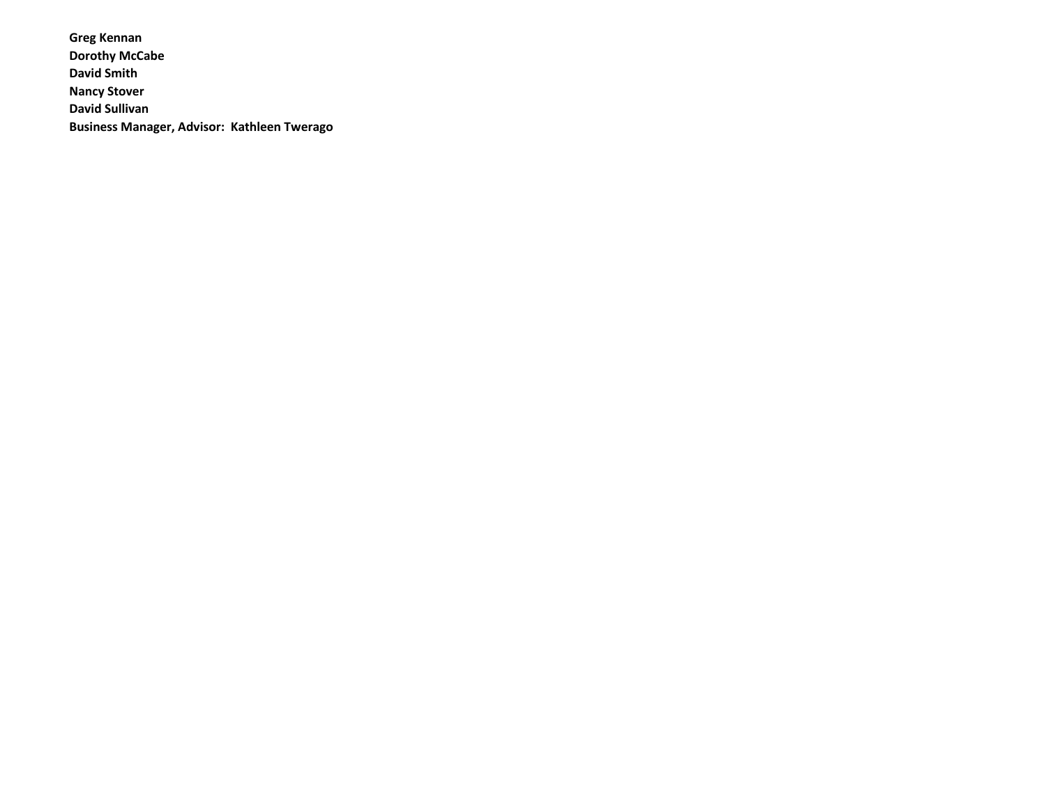**Greg Kennan**
**Dorothy McCabe**
**David Smith**
**Nancy Stover**
**David Sullivan**
**Business Manager, Advisor: Kathleen Twerago**